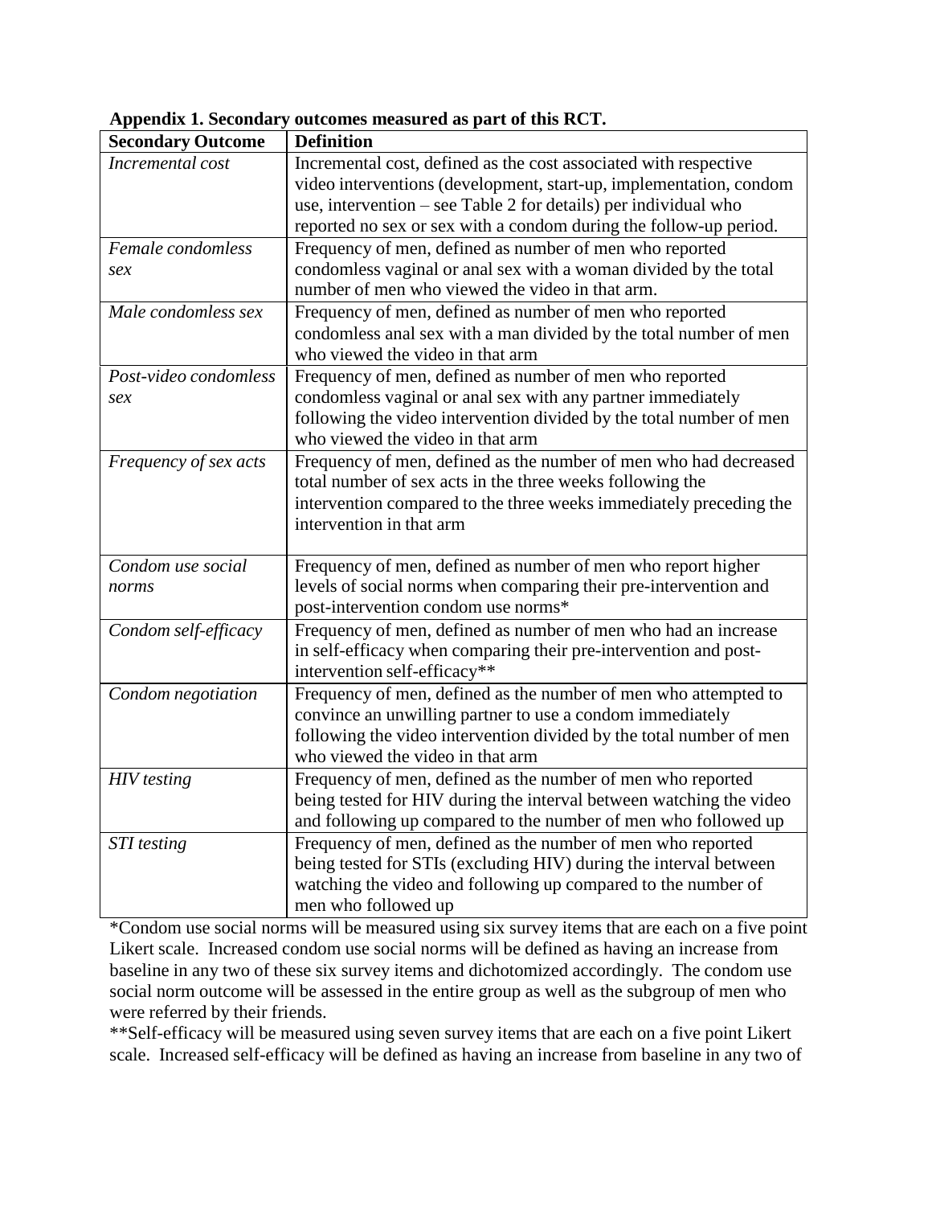**Appendix 1. Secondary outcomes measured as part of this RCT.**

| Secondary Outcome | Definition |
|---|---|
| *Incremental cost* | Incremental cost, defined as the cost associated with respective video interventions (development, start-up, implementation, condom use, intervention – see Table 2 for details) per individual who reported no sex or sex with a condom during the follow-up period. |
| *Female condomless sex* | Frequency of men, defined as number of men who reported condomless vaginal or anal sex with a woman divided by the total number of men who viewed the video in that arm. |
| *Male condomless sex* | Frequency of men, defined as number of men who reported condomless anal sex with a man divided by the total number of men who viewed the video in that arm |
| *Post-video condomless sex* | Frequency of men, defined as number of men who reported condomless vaginal or anal sex with any partner immediately following the video intervention divided by the total number of men who viewed the video in that arm |
| *Frequency of sex acts* | Frequency of men, defined as the number of men who had decreased total number of sex acts in the three weeks following the intervention compared to the three weeks immediately preceding the intervention in that arm |
| *Condom use social norms* | Frequency of men, defined as number of men who report higher levels of social norms when comparing their pre-intervention and post-intervention condom use norms* |
| *Condom self-efficacy* | Frequency of men, defined as number of men who had an increase in self-efficacy when comparing their pre-intervention and post-intervention self-efficacy** |
| *Condom negotiation* | Frequency of men, defined as the number of men who attempted to convince an unwilling partner to use a condom immediately following the video intervention divided by the total number of men who viewed the video in that arm |
| *HIV testing* | Frequency of men, defined as the number of men who reported being tested for HIV during the interval between watching the video and following up compared to the number of men who followed up |
| *STI testing* | Frequency of men, defined as the number of men who reported being tested for STIs (excluding HIV) during the interval between watching the video and following up compared to the number of men who followed up |

*Condom use social norms will be measured using six survey items that are each on a five point Likert scale. Increased condom use social norms will be defined as having an increase from baseline in any two of these six survey items and dichotomized accordingly. The condom use social norm outcome will be assessed in the entire group as well as the subgroup of men who were referred by their friends.

**Self-efficacy will be measured using seven survey items that are each on a five point Likert scale. Increased self-efficacy will be defined as having an increase from baseline in any two of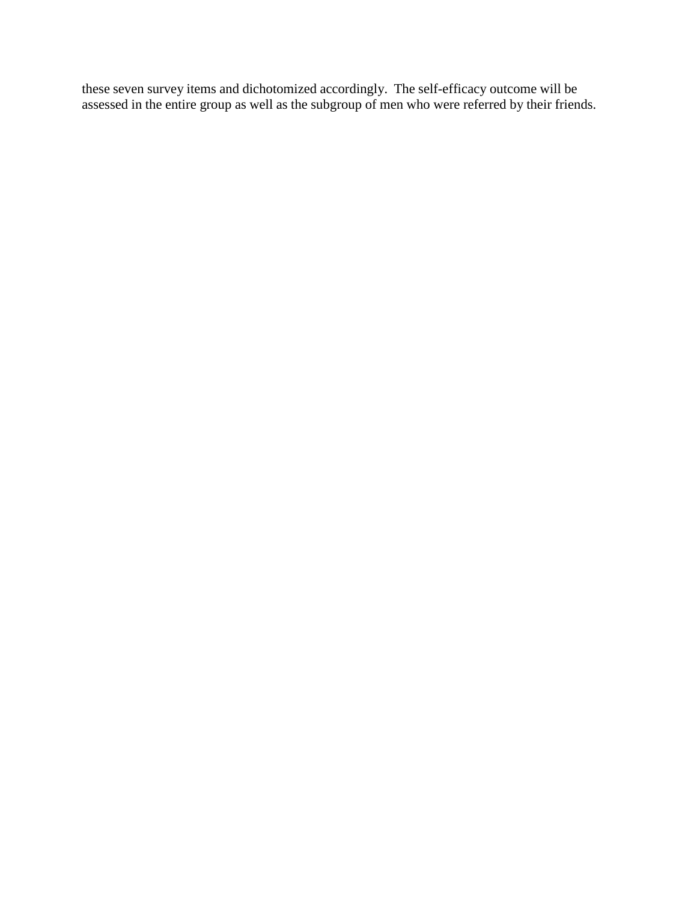these seven survey items and dichotomized accordingly. The self-efficacy outcome will be assessed in the entire group as well as the subgroup of men who were referred by their friends.